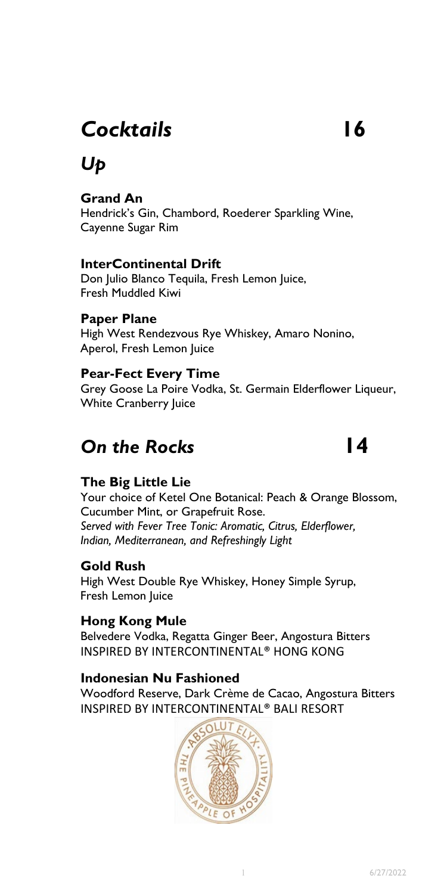# *Cocktails* 16

## *Up*

**Grand An**
Hendrick's Gin, Chambord, Roederer Sparkling Wine, Cayenne Sugar Rim

**InterContinental Drift**
Don Julio Blanco Tequila, Fresh Lemon Juice, Fresh Muddled Kiwi

**Paper Plane**
High West Rendezvous Rye Whiskey, Amaro Nonino, Aperol, Fresh Lemon Juice

**Pear-Fect Every Time**
Grey Goose La Poire Vodka, St. Germain Elderflower Liqueur, White Cranberry Juice

## *On the Rocks* 14

**The Big Little Lie**
Your choice of Ketel One Botanical: Peach & Orange Blossom, Cucumber Mint, or Grapefruit Rose.
*Served with Fever Tree Tonic: Aromatic, Citrus, Elderflower, Indian, Mediterranean, and Refreshingly Light*

**Gold Rush**
High West Double Rye Whiskey, Honey Simple Syrup, Fresh Lemon Juice

**Hong Kong Mule**
Belvedere Vodka, Regatta Ginger Beer, Angostura Bitters
INSPIRED BY INTERCONTINENTAL® HONG KONG

**Indonesian Nu Fashioned**
Woodford Reserve, Dark Crème de Cacao, Angostura Bitters
INSPIRED BY INTERCONTINENTAL® BALI RESORT

ABSOLUT ELYX · THE PINEAPPLE OF HOSPITALITY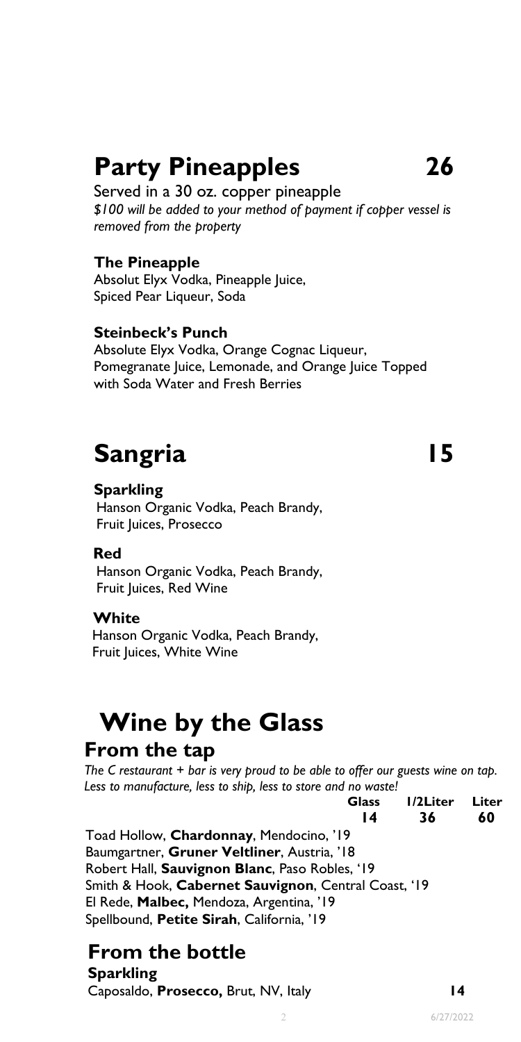## Party Pineapples 26

Served in a 30 oz. copper pineapple

*$100 will be added to your method of payment if copper vessel is removed from the property*

**The Pineapple**
Absolut Elyx Vodka, Pineapple Juice, Spiced Pear Liqueur, Soda

**Steinbeck's Punch**
Absolute Elyx Vodka, Orange Cognac Liqueur, Pomegranate Juice, Lemonade, and Orange Juice Topped with Soda Water and Fresh Berries

## Sangria 15

**Sparkling**
Hanson Organic Vodka, Peach Brandy, Fruit Juices, Prosecco

**Red**
Hanson Organic Vodka, Peach Brandy, Fruit Juices, Red Wine

**White**
Hanson Organic Vodka, Peach Brandy, Fruit Juices, White Wine

## Wine by the Glass

### From the tap

*The C restaurant + bar is very proud to be able to offer our guests wine on tap. Less to manufacture, less to ship, less to store and no waste!*

| | Glass | 1/2Liter | Liter |
|---|---|---|---|
| | 14 | 36 | 60 |

Toad Hollow, **Chardonnay**, Mendocino, '19
Baumgartner, **Gruner Veltliner**, Austria, '18
Robert Hall, **Sauvignon Blanc**, Paso Robles, '19
Smith & Hook, **Cabernet Sauvignon**, Central Coast, '19
El Rede, **Malbec,** Mendoza, Argentina, '19
Spellbound, **Petite Sirah**, California, '19

### From the bottle

**Sparkling**

Caposaldo, **Prosecco,** Brut, NV, Italy **14**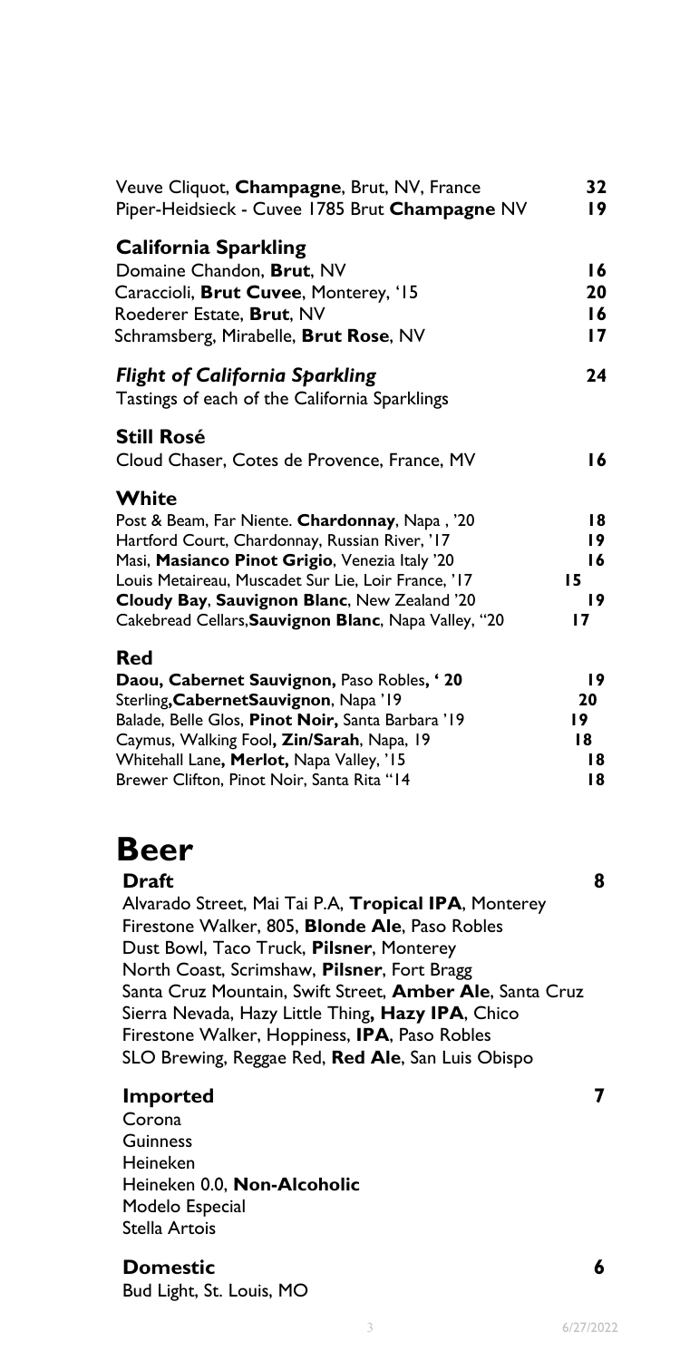Veuve Cliquot, **Champagne**, Brut, NV, France **32**
Piper-Heidsieck - Cuvee 1785 Brut **Champagne** NV **19**

**California Sparkling**

Domaine Chandon, **Brut**, NV **16**
Caraccioli, **Brut Cuvee**, Monterey, '15 **20**
Roederer Estate, **Brut**, NV **16**
Schramsberg, Mirabelle, **Brut Rose**, NV **17**

***Flight of California Sparkling*** **24**
Tastings of each of the California Sparklings

**Still Rosé**

Cloud Chaser, Cotes de Provence, France, MV **16**

**White**

Post & Beam, Far Niente. **Chardonnay**, Napa , '20 **18**
Hartford Court, Chardonnay, Russian River, '17 **19**
Masi, **Masianco Pinot Grigio**, Venezia Italy '20 **16**
Louis Metaireau, Muscadet Sur Lie, Loir France, '17 **15**
**Cloudy Bay**, **Sauvignon Blanc**, New Zealand '20 **19**
Cakebread Cellars,**Sauvignon Blanc**, Napa Valley, "20 **17**

**Red**

**Daou, Cabernet Sauvignon,** Paso Robles**, ' 20** **19**
Sterling,**CabernetSauvignon**, Napa '19 **20**
Balade, Belle Glos, **Pinot Noir,** Santa Barbara '19 **19**
Caymus, Walking Fool**, Zin/Sarah**, Napa, 19 **18**
Whitehall Lane**, Merlot,** Napa Valley, '15 **18**
Brewer Clifton, Pinot Noir, Santa Rita "14 **18**

# Beer

**Draft** **8**

Alvarado Street, Mai Tai P.A, **Tropical IPA**, Monterey
Firestone Walker, 805, **Blonde Ale**, Paso Robles
Dust Bowl, Taco Truck, **Pilsner**, Monterey
North Coast, Scrimshaw, **Pilsner**, Fort Bragg
Santa Cruz Mountain, Swift Street, **Amber Ale**, Santa Cruz
Sierra Nevada, Hazy Little Thing**, Hazy IPA**, Chico
Firestone Walker, Hoppiness, **IPA**, Paso Robles
SLO Brewing, Reggae Red, **Red Ale**, San Luis Obispo

**Imported** **7**

Corona
Guinness
Heineken
Heineken 0.0, **Non-Alcoholic**
Modelo Especial
Stella Artois

**Domestic** **6**

Bud Light, St. Louis, MO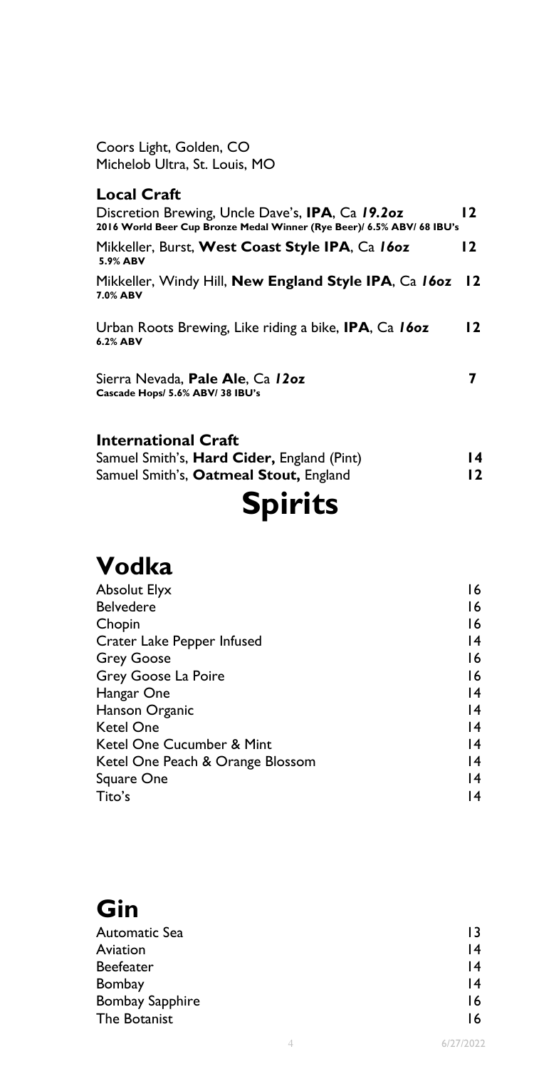Coors Light, Golden, CO
Michelob Ultra, St. Louis, MO

### Local Craft

Discretion Brewing, Uncle Dave's, **IPA**, Ca ***19.2oz*** **12**
**2016 World Beer Cup Bronze Medal Winner (Rye Beer)/ 6.5% ABV/ 68 IBU's**

Mikkeller, Burst, **West Coast Style IPA**, Ca ***16oz*** **12**
**5.9% ABV**

Mikkeller, Windy Hill, **New England Style IPA**, Ca ***16oz*** **12**
**7.0% ABV**

Urban Roots Brewing, Like riding a bike, **IPA**, Ca ***16oz*** **12**
**6.2% ABV**

Sierra Nevada, **Pale Ale**, Ca ***12oz*** **7**
**Cascade Hops/ 5.6% ABV/ 38 IBU's**

### International Craft

Samuel Smith's, **Hard Cider,** England (Pint) **14**
Samuel Smith's, **Oatmeal Stout,** England **12**

# Spirits

## Vodka

| | |
|---|---|
| Absolut Elyx | 16 |
| Belvedere | 16 |
| Chopin | 16 |
| Crater Lake Pepper Infused | 14 |
| Grey Goose | 16 |
| Grey Goose La Poire | 16 |
| Hangar One | 14 |
| Hanson Organic | 14 |
| Ketel One | 14 |
| Ketel One Cucumber & Mint | 14 |
| Ketel One Peach & Orange Blossom | 14 |
| Square One | 14 |
| Tito's | 14 |

## Gin

| | |
|---|---|
| Automatic Sea | 13 |
| Aviation | 14 |
| Beefeater | 14 |
| Bombay | 14 |
| Bombay Sapphire | 16 |
| The Botanist | 16 |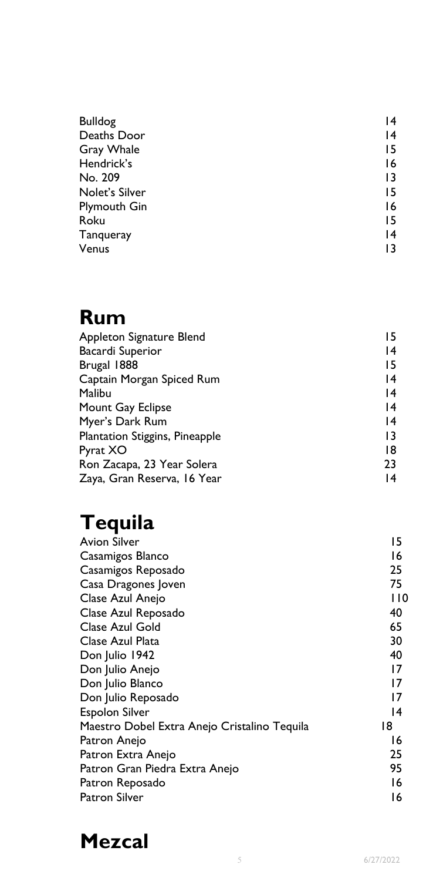| | |
|---|---|
| Bulldog | 14 |
| Deaths Door | 14 |
| Gray Whale | 15 |
| Hendrick's | 16 |
| No. 209 | 13 |
| Nolet's Silver | 15 |
| Plymouth Gin | 16 |
| Roku | 15 |
| Tanqueray | 14 |
| Venus | 13 |

# Rum

| | |
|---|---|
| Appleton Signature Blend | 15 |
| Bacardi Superior | 14 |
| Brugal 1888 | 15 |
| Captain Morgan Spiced Rum | 14 |
| Malibu | 14 |
| Mount Gay Eclipse | 14 |
| Myer's Dark Rum | 14 |
| Plantation Stiggins, Pineapple | 13 |
| Pyrat XO | 18 |
| Ron Zacapa, 23 Year Solera | 23 |
| Zaya, Gran Reserva, 16 Year | 14 |

# Tequila

| | |
|---|---|
| Avion Silver | 15 |
| Casamigos Blanco | 16 |
| Casamigos Reposado | 25 |
| Casa Dragones Joven | 75 |
| Clase Azul Anejo | 110 |
| Clase Azul Reposado | 40 |
| Clase Azul Gold | 65 |
| Clase Azul Plata | 30 |
| Don Julio 1942 | 40 |
| Don Julio Anejo | 17 |
| Don Julio Blanco | 17 |
| Don Julio Reposado | 17 |
| Espolon Silver | 14 |
| Maestro Dobel Extra Anejo Cristalino Tequila | 18 |
| Patron Anejo | 16 |
| Patron Extra Anejo | 25 |
| Patron Gran Piedra Extra Anejo | 95 |
| Patron Reposado | 16 |
| Patron Silver | 16 |

# Mezcal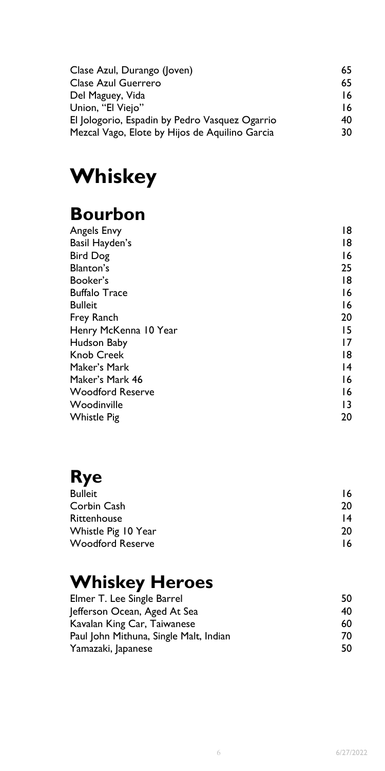| | |
|---|---|
| Clase Azul, Durango (Joven) | 65 |
| Clase Azul Guerrero | 65 |
| Del Maguey, Vida | 16 |
| Union, "El Viejo" | 16 |
| El Jologorio, Espadin by Pedro Vasquez Ogarrio | 40 |
| Mezcal Vago, Elote by Hijos de Aquilino Garcia | 30 |

# Whiskey

## Bourbon

| | |
|---|---|
| Angels Envy | 18 |
| Basil Hayden's | 18 |
| Bird Dog | 16 |
| Blanton's | 25 |
| Booker's | 18 |
| Buffalo Trace | 16 |
| Bulleit | 16 |
| Frey Ranch | 20 |
| Henry McKenna 10 Year | 15 |
| Hudson Baby | 17 |
| Knob Creek | 18 |
| Maker's Mark | 14 |
| Maker's Mark 46 | 16 |
| Woodford Reserve | 16 |
| Woodinville | 13 |
| Whistle Pig | 20 |

## Rye

| | |
|---|---|
| Bulleit | 16 |
| Corbin Cash | 20 |
| Rittenhouse | 14 |
| Whistle Pig 10 Year | 20 |
| Woodford Reserve | 16 |

## Whiskey Heroes

| | |
|---|---|
| Elmer T. Lee Single Barrel | 50 |
| Jefferson Ocean, Aged At Sea | 40 |
| Kavalan King Car, Taiwanese | 60 |
| Paul John Mithuna, Single Malt, Indian | 70 |
| Yamazaki, Japanese | 50 |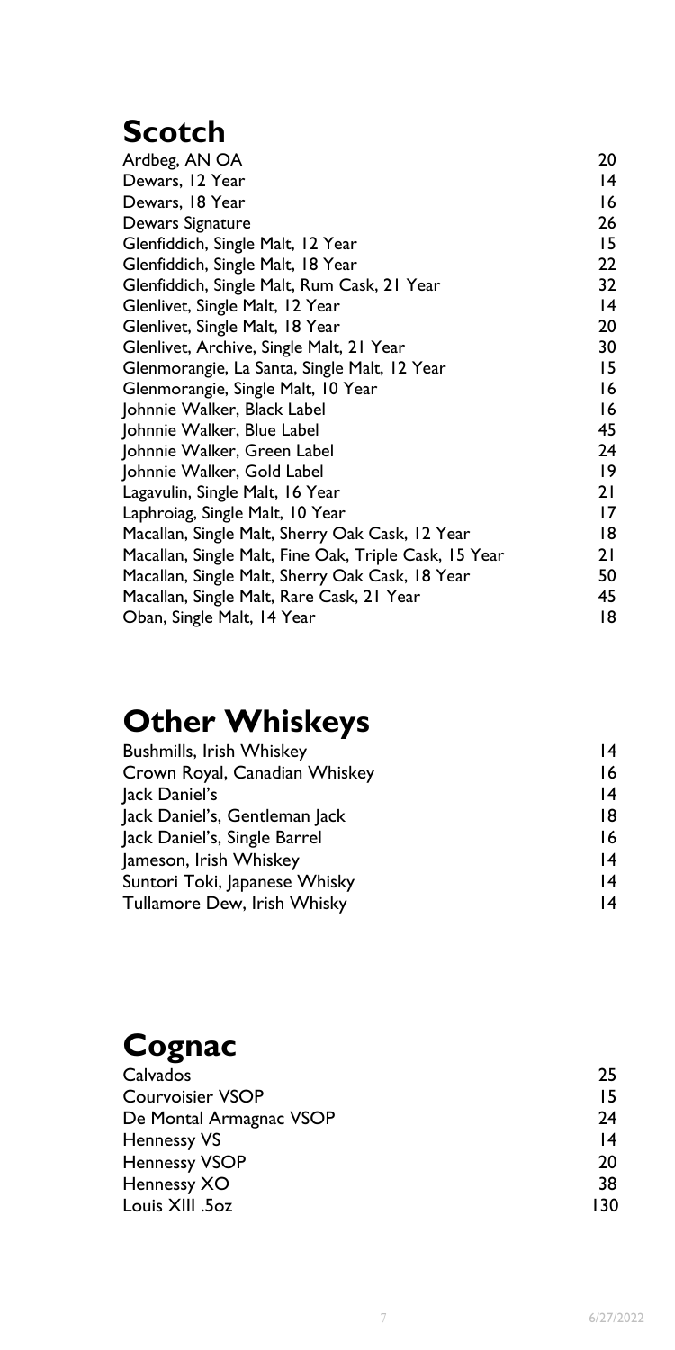# Scotch

| | |
|---|---|
| Ardbeg, AN OA | 20 |
| Dewars, 12 Year | 14 |
| Dewars, 18 Year | 16 |
| Dewars Signature | 26 |
| Glenfiddich, Single Malt, 12 Year | 15 |
| Glenfiddich, Single Malt, 18 Year | 22 |
| Glenfiddich, Single Malt, Rum Cask, 21 Year | 32 |
| Glenlivet, Single Malt, 12 Year | 14 |
| Glenlivet, Single Malt, 18 Year | 20 |
| Glenlivet, Archive, Single Malt, 21 Year | 30 |
| Glenmorangie, La Santa, Single Malt, 12 Year | 15 |
| Glenmorangie, Single Malt, 10 Year | 16 |
| Johnnie Walker, Black Label | 16 |
| Johnnie Walker, Blue Label | 45 |
| Johnnie Walker, Green Label | 24 |
| Johnnie Walker, Gold Label | 19 |
| Lagavulin, Single Malt, 16 Year | 21 |
| Laphroiag, Single Malt, 10 Year | 17 |
| Macallan, Single Malt, Sherry Oak Cask, 12 Year | 18 |
| Macallan, Single Malt, Fine Oak, Triple Cask, 15 Year | 21 |
| Macallan, Single Malt, Sherry Oak Cask, 18 Year | 50 |
| Macallan, Single Malt, Rare Cask, 21 Year | 45 |
| Oban, Single Malt, 14 Year | 18 |

# Other Whiskeys

| | |
|---|---|
| Bushmills, Irish Whiskey | 14 |
| Crown Royal, Canadian Whiskey | 16 |
| Jack Daniel's | 14 |
| Jack Daniel's, Gentleman Jack | 18 |
| Jack Daniel's, Single Barrel | 16 |
| Jameson, Irish Whiskey | 14 |
| Suntori Toki, Japanese Whisky | 14 |
| Tullamore Dew, Irish Whisky | 14 |

# Cognac

| | |
|---|---|
| Calvados | 25 |
| Courvoisier VSOP | 15 |
| De Montal Armagnac VSOP | 24 |
| Hennessy VS | 14 |
| Hennessy VSOP | 20 |
| Hennessy XO | 38 |
| Louis XIII .5oz | 130 |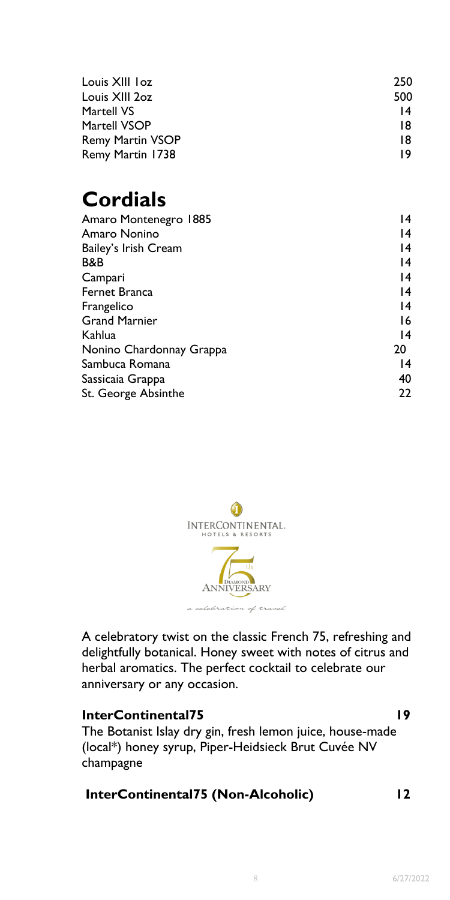| | |
|---|---|
| Louis XIII 1oz | 250 |
| Louis XIII 2oz | 500 |
| Martell VS | 14 |
| Martell VSOP | 18 |
| Remy Martin VSOP | 18 |
| Remy Martin 1738 | 19 |

# Cordials

| | |
|---|---|
| Amaro Montenegro 1885 | 14 |
| Amaro Nonino | 14 |
| Bailey's Irish Cream | 14 |
| B&B | 14 |
| Campari | 14 |
| Fernet Branca | 14 |
| Frangelico | 14 |
| Grand Marnier | 16 |
| Kahlua | 14 |
| Nonino Chardonnay Grappa | 20 |
| Sambuca Romana | 14 |
| Sassicaia Grappa | 40 |
| St. George Absinthe | 22 |

INTERCONTINENTAL. HOTELS & RESORTS

75th DIAMOND ANNIVERSARY

*a celebration of travel*

A celebratory twist on the classic French 75, refreshing and delightfully botanical. Honey sweet with notes of citrus and herbal aromatics. The perfect cocktail to celebrate our anniversary or any occasion.

**InterContinental75** **19**

The Botanist Islay dry gin, fresh lemon juice, house-made (local*) honey syrup, Piper-Heidsieck Brut Cuvée NV champagne

**InterContinental75 (Non-Alcoholic)** **12**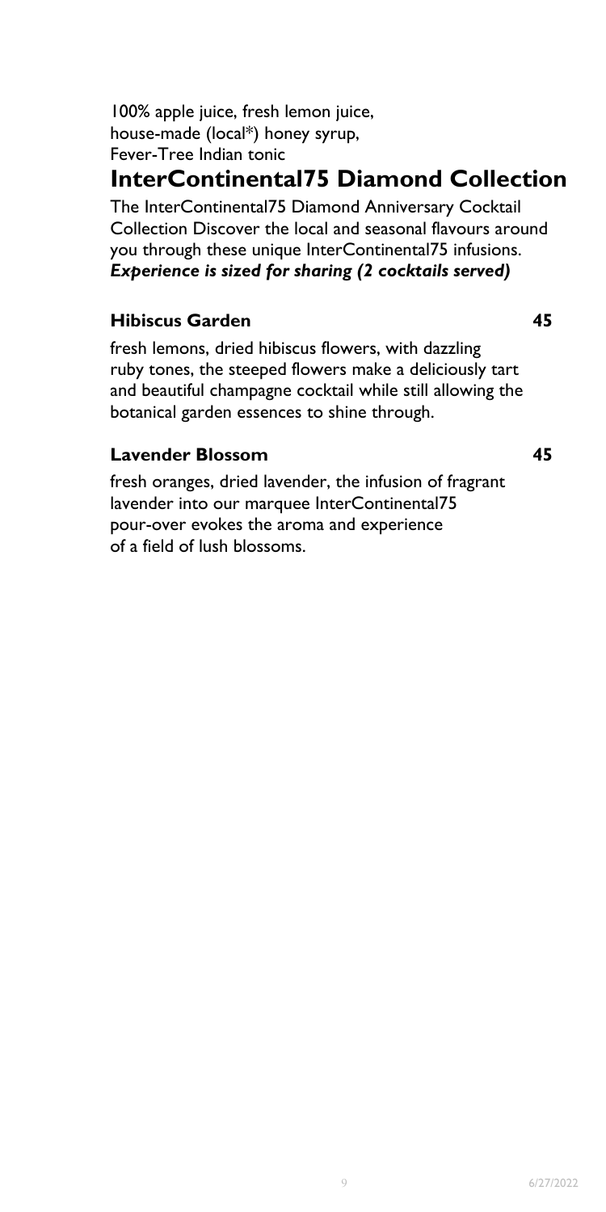100% apple juice, fresh lemon juice,
house-made (local*) honey syrup,
Fever-Tree Indian tonic

## InterContinental75 Diamond Collection

The InterContinental75 Diamond Anniversary Cocktail Collection Discover the local and seasonal flavours around you through these unique InterContinental75 infusions.
***Experience is sized for sharing (2 cocktails served)***

### Hibiscus Garden 45

fresh lemons, dried hibiscus flowers, with dazzling ruby tones, the steeped flowers make a deliciously tart and beautiful champagne cocktail while still allowing the botanical garden essences to shine through.

### Lavender Blossom 45

fresh oranges, dried lavender, the infusion of fragrant lavender into our marquee InterContinental75 pour-over evokes the aroma and experience of a field of lush blossoms.